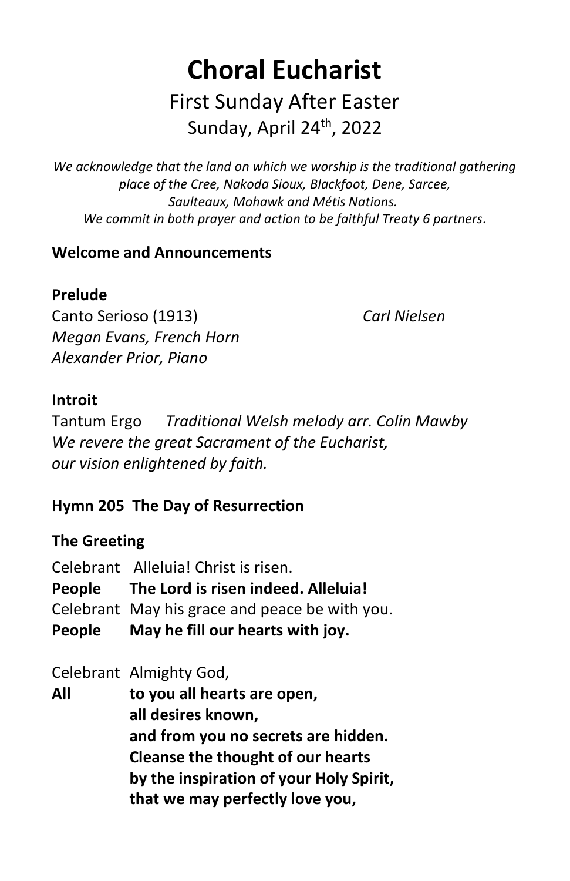# Choral Eucharist

## First Sunday After Easter

Sunday, April 24th, 2022

*We acknowledge that the land on which we worship is the traditional gathering place of the Cree, Nakoda Sioux, Blackfoot, Dene, Sarcee, Saulteaux, Mohawk and Métis Nations.*
*We commit in both prayer and action to be faithful Treaty 6 partners.*

**Welcome and Announcements**

**Prelude**

Canto Serioso (1913) *Carl Nielsen*
*Megan Evans, French Horn*
*Alexander Prior, Piano*

**Introit**

Tantum Ergo *Traditional Welsh melody arr. Colin Mawby*
*We revere the great Sacrament of the Eucharist,*
*our vision enlightened by faith.*

**Hymn 205 The Day of Resurrection**

**The Greeting**

Celebrant Alleluia! Christ is risen.
**People The Lord is risen indeed. Alleluia!**
Celebrant May his grace and peace be with you.
**People May he fill our hearts with joy.**

Celebrant Almighty God,
**All to you all hearts are open,**
**all desires known,**
**and from you no secrets are hidden.**
**Cleanse the thought of our hearts**
**by the inspiration of your Holy Spirit,**
**that we may perfectly love you,**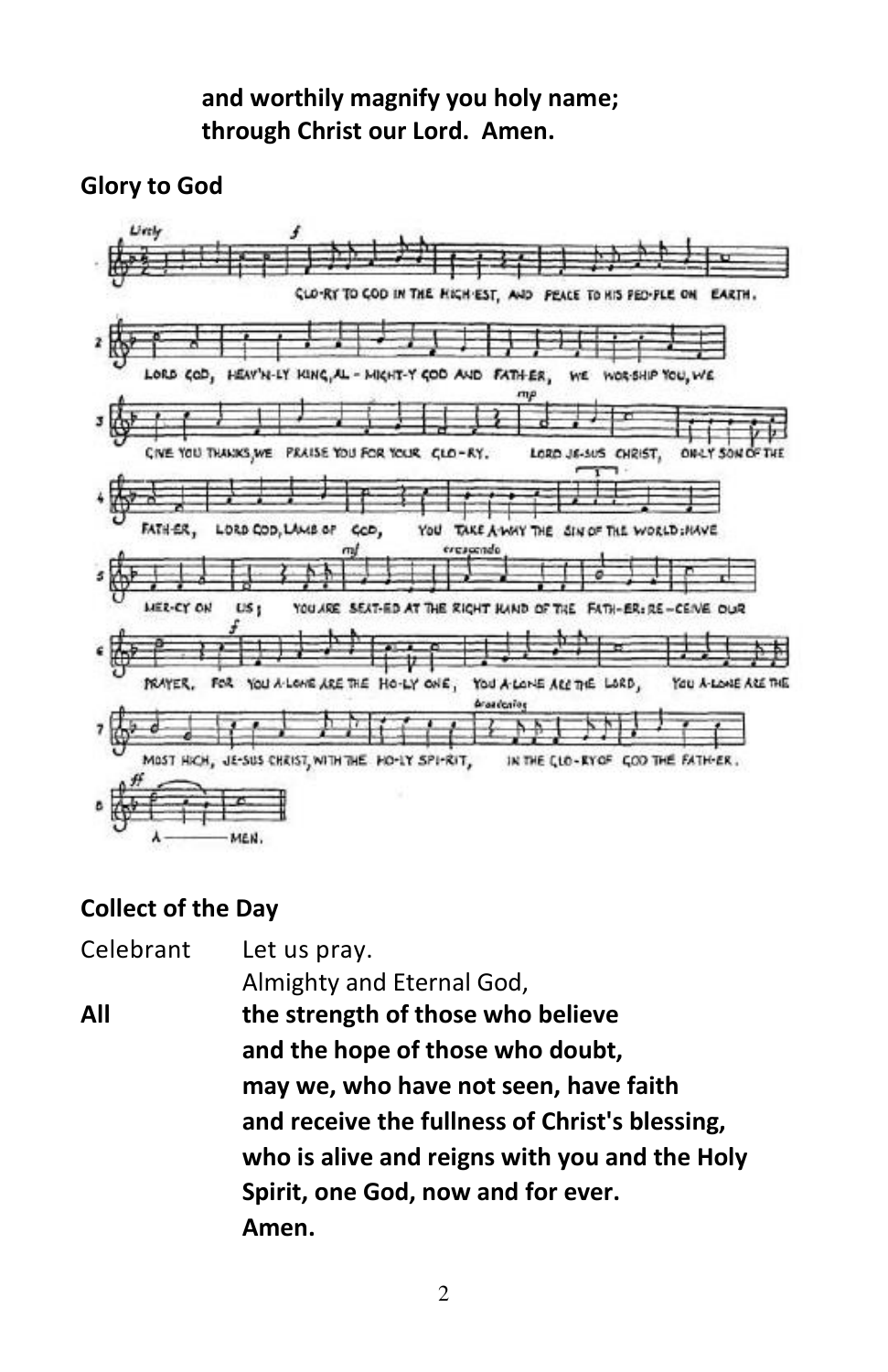**and worthily magnify you holy name;**
**through Christ our Lord. Amen.**

## Glory to God

## Collect of the Day

Celebrant Let us pray.
Almighty and Eternal God,

**All** **the strength of those who believe**
**and the hope of those who doubt,**
**may we, who have not seen, have faith**
**and receive the fullness of Christ's blessing,**
**who is alive and reigns with you and the Holy Spirit, one God, now and for ever.**
**Amen.**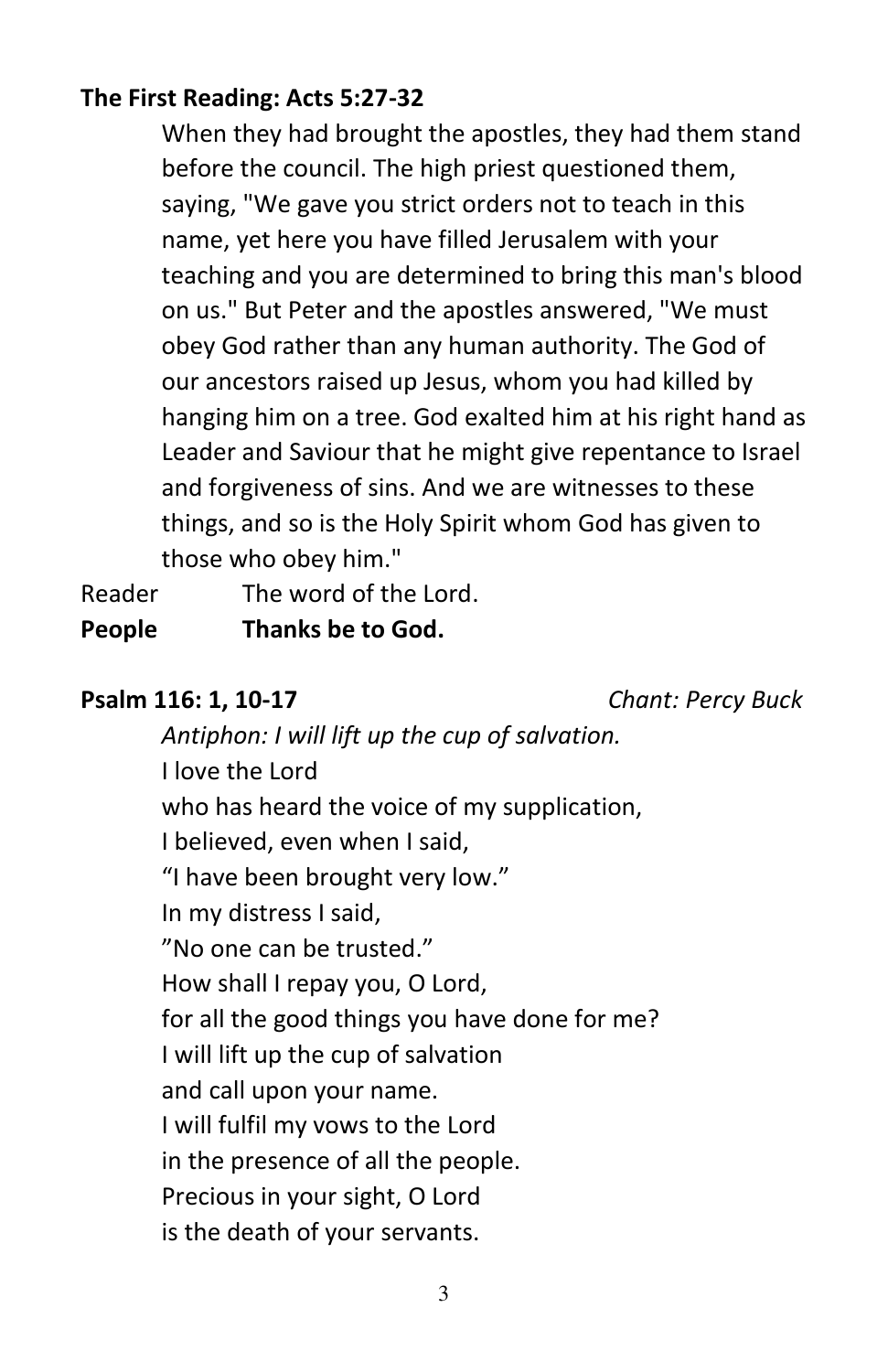**The First Reading: Acts 5:27-32**

When they had brought the apostles, they had them stand before the council. The high priest questioned them, saying, "We gave you strict orders not to teach in this name, yet here you have filled Jerusalem with your teaching and you are determined to bring this man's blood on us." But Peter and the apostles answered, "We must obey God rather than any human authority. The God of our ancestors raised up Jesus, whom you had killed by hanging him on a tree. God exalted him at his right hand as Leader and Saviour that he might give repentance to Israel and forgiveness of sins. And we are witnesses to these things, and so is the Holy Spirit whom God has given to those who obey him."

Reader The word of the Lord.
**People Thanks be to God.**

**Psalm 116: 1, 10-17** *Chant: Percy Buck*

*Antiphon: I will lift up the cup of salvation.*
I love the Lord
who has heard the voice of my supplication,
I believed, even when I said,
"I have been brought very low."
In my distress I said,
"No one can be trusted."
How shall I repay you, O Lord,
for all the good things you have done for me?
I will lift up the cup of salvation
and call upon your name.
I will fulfil my vows to the Lord
in the presence of all the people.
Precious in your sight, O Lord
is the death of your servants.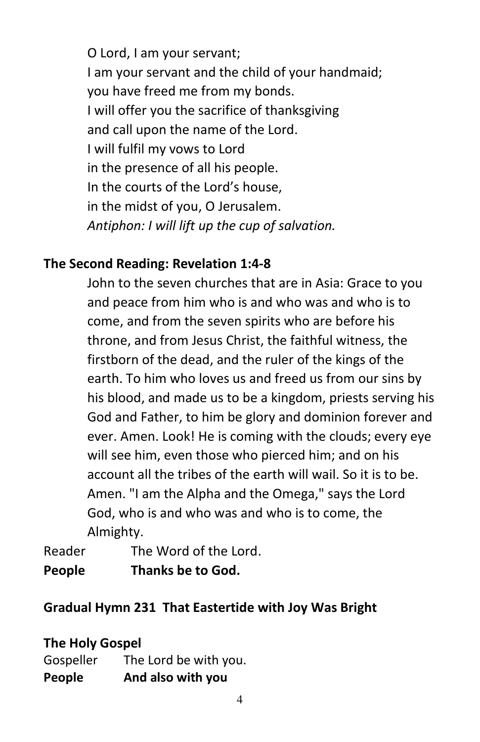O Lord, I am your servant;  
I am your servant and the child of your handmaid;  
you have freed me from my bonds.  
I will offer you the sacrifice of thanksgiving  
and call upon the name of the Lord.  
I will fulfil my vows to Lord  
in the presence of all his people.  
In the courts of the Lord's house,  
in the midst of you, O Jerusalem.  
*Antiphon: I will lift up the cup of salvation.*

**The Second Reading: Revelation 1:4-8**

John to the seven churches that are in Asia: Grace to you and peace from him who is and who was and who is to come, and from the seven spirits who are before his throne, and from Jesus Christ, the faithful witness, the firstborn of the dead, and the ruler of the kings of the earth. To him who loves us and freed us from our sins by his blood, and made us to be a kingdom, priests serving his God and Father, to him be glory and dominion forever and ever. Amen. Look! He is coming with the clouds; every eye will see him, even those who pierced him; and on his account all the tribes of the earth will wail. So it is to be. Amen. "I am the Alpha and the Omega," says the Lord God, who is and who was and who is to come, the Almighty.

Reader The Word of the Lord.  
**People Thanks be to God.**

**Gradual Hymn 231 That Eastertide with Joy Was Bright**

**The Holy Gospel**

Gospeller The Lord be with you.  
**People And also with you**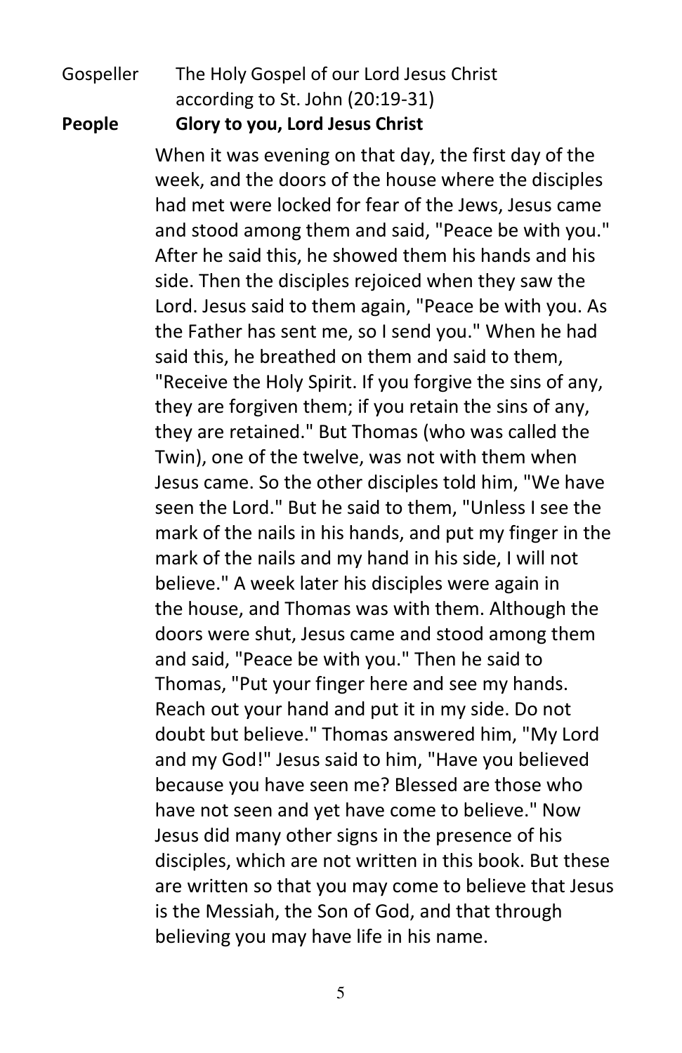Gospeller    The Holy Gospel of our Lord Jesus Christ according to St. John (20:19-31)

**People    Glory to you, Lord Jesus Christ**

When it was evening on that day, the first day of the week, and the doors of the house where the disciples had met were locked for fear of the Jews, Jesus came and stood among them and said, "Peace be with you." After he said this, he showed them his hands and his side. Then the disciples rejoiced when they saw the Lord. Jesus said to them again, "Peace be with you. As the Father has sent me, so I send you." When he had said this, he breathed on them and said to them, "Receive the Holy Spirit. If you forgive the sins of any, they are forgiven them; if you retain the sins of any, they are retained." But Thomas (who was called the Twin), one of the twelve, was not with them when Jesus came. So the other disciples told him, "We have seen the Lord." But he said to them, "Unless I see the mark of the nails in his hands, and put my finger in the mark of the nails and my hand in his side, I will not believe." A week later his disciples were again in the house, and Thomas was with them. Although the doors were shut, Jesus came and stood among them and said, "Peace be with you." Then he said to Thomas, "Put your finger here and see my hands. Reach out your hand and put it in my side. Do not doubt but believe." Thomas answered him, "My Lord and my God!" Jesus said to him, "Have you believed because you have seen me? Blessed are those who have not seen and yet have come to believe." Now Jesus did many other signs in the presence of his disciples, which are not written in this book. But these are written so that you may come to believe that Jesus is the Messiah, the Son of God, and that through believing you may have life in his name.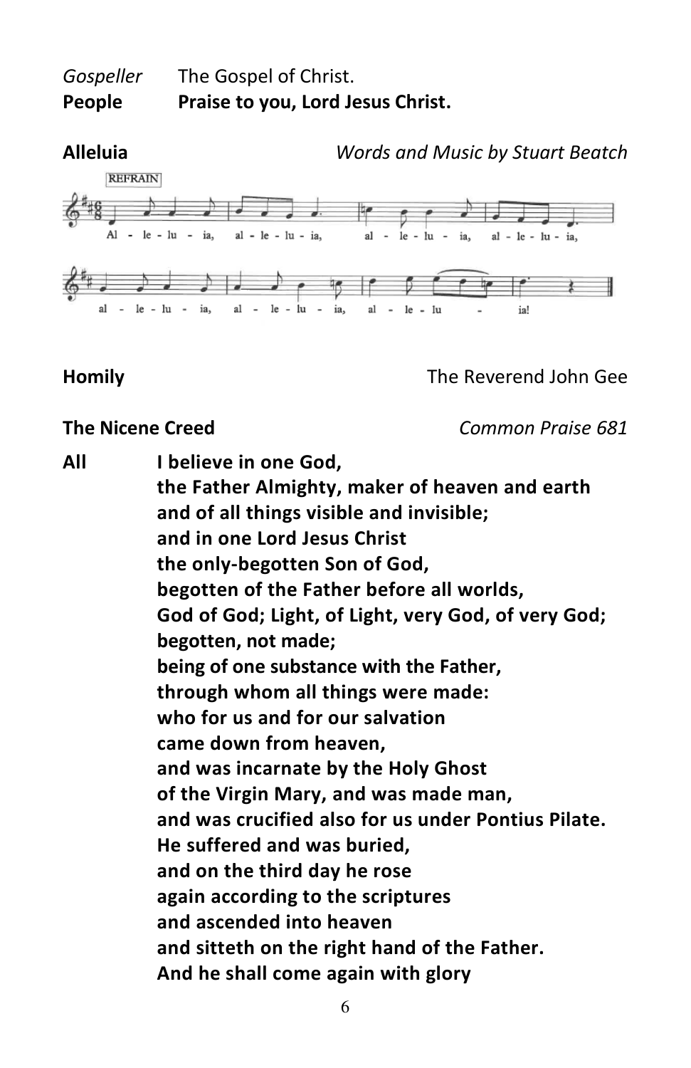*Gospeller* The Gospel of Christ.
**People** **Praise to you, Lord Jesus Christ.**

**Alleluia** *Words and Music by Stuart Beatch*

REFRAIN

Al - le - lu - ia, al - le - lu - ia, al - le - lu - ia, al - le - lu - ia,

al - le - lu - ia, al - le - lu - ia, al - le - lu - ia!

**Homily** The Reverend John Gee

**The Nicene Creed** *Common Praise 681*

**All** **I believe in one God,**
**the Father Almighty, maker of heaven and earth**
**and of all things visible and invisible;**
**and in one Lord Jesus Christ**
**the only-begotten Son of God,**
**begotten of the Father before all worlds,**
**God of God; Light, of Light, very God, of very God;**
**begotten, not made;**
**being of one substance with the Father,**
**through whom all things were made:**
**who for us and for our salvation**
**came down from heaven,**
**and was incarnate by the Holy Ghost**
**of the Virgin Mary, and was made man,**
**and was crucified also for us under Pontius Pilate.**
**He suffered and was buried,**
**and on the third day he rose**
**again according to the scriptures**
**and ascended into heaven**
**and sitteth on the right hand of the Father.**
**And he shall come again with glory**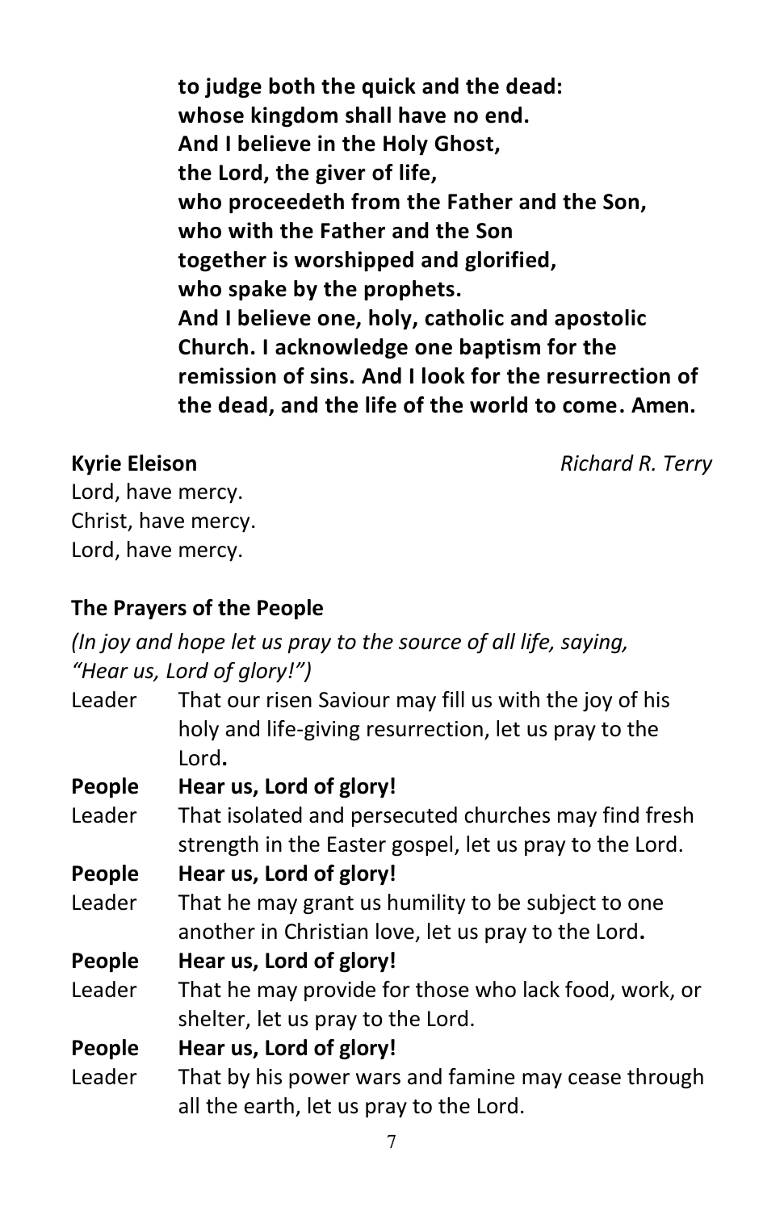**to judge both the quick and the dead:**
**whose kingdom shall have no end.**
**And I believe in the Holy Ghost,**
**the Lord, the giver of life,**
**who proceedeth from the Father and the Son,**
**who with the Father and the Son**
**together is worshipped and glorified,**
**who spake by the prophets.**
**And I believe one, holy, catholic and apostolic Church. I acknowledge one baptism for the remission of sins. And I look for the resurrection of the dead, and the life of the world to come. Amen.**

**Kyrie Eleison** *Richard R. Terry*

Lord, have mercy.
Christ, have mercy.
Lord, have mercy.

**The Prayers of the People**

*(In joy and hope let us pray to the source of all life, saying, "Hear us, Lord of glory!")*

Leader That our risen Saviour may fill us with the joy of his holy and life-giving resurrection, let us pray to the Lord**.**

**People Hear us, Lord of glory!**

Leader That isolated and persecuted churches may find fresh strength in the Easter gospel, let us pray to the Lord.

**People Hear us, Lord of glory!**

Leader That he may grant us humility to be subject to one another in Christian love, let us pray to the Lord**.**

**People Hear us, Lord of glory!**

Leader That he may provide for those who lack food, work, or shelter, let us pray to the Lord.

**People Hear us, Lord of glory!**

Leader That by his power wars and famine may cease through all the earth, let us pray to the Lord.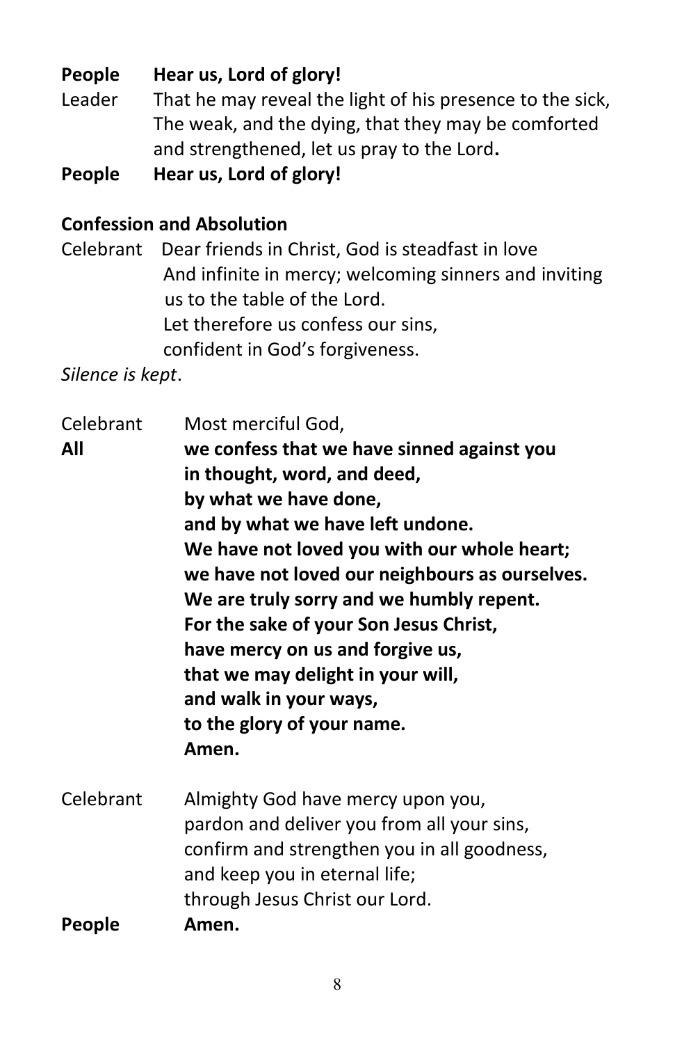**People** **Hear us, Lord of glory!**

Leader That he may reveal the light of his presence to the sick, The weak, and the dying, that they may be comforted and strengthened, let us pray to the Lord**.**

**People** **Hear us, Lord of glory!**

**Confession and Absolution**

Celebrant Dear friends in Christ, God is steadfast in love And infinite in mercy; welcoming sinners and inviting us to the table of the Lord.
Let therefore us confess our sins,
confident in God's forgiveness.

*Silence is kept*.

Celebrant Most merciful God,

**All** **we confess that we have sinned against you**
**in thought, word, and deed,**
**by what we have done,**
**and by what we have left undone.**
**We have not loved you with our whole heart;**
**we have not loved our neighbours as ourselves.**
**We are truly sorry and we humbly repent.**
**For the sake of your Son Jesus Christ,**
**have mercy on us and forgive us,**
**that we may delight in your will,**
**and walk in your ways,**
**to the glory of your name.**
**Amen.**

Celebrant Almighty God have mercy upon you,
pardon and deliver you from all your sins,
confirm and strengthen you in all goodness,
and keep you in eternal life;
through Jesus Christ our Lord.

**People** **Amen.**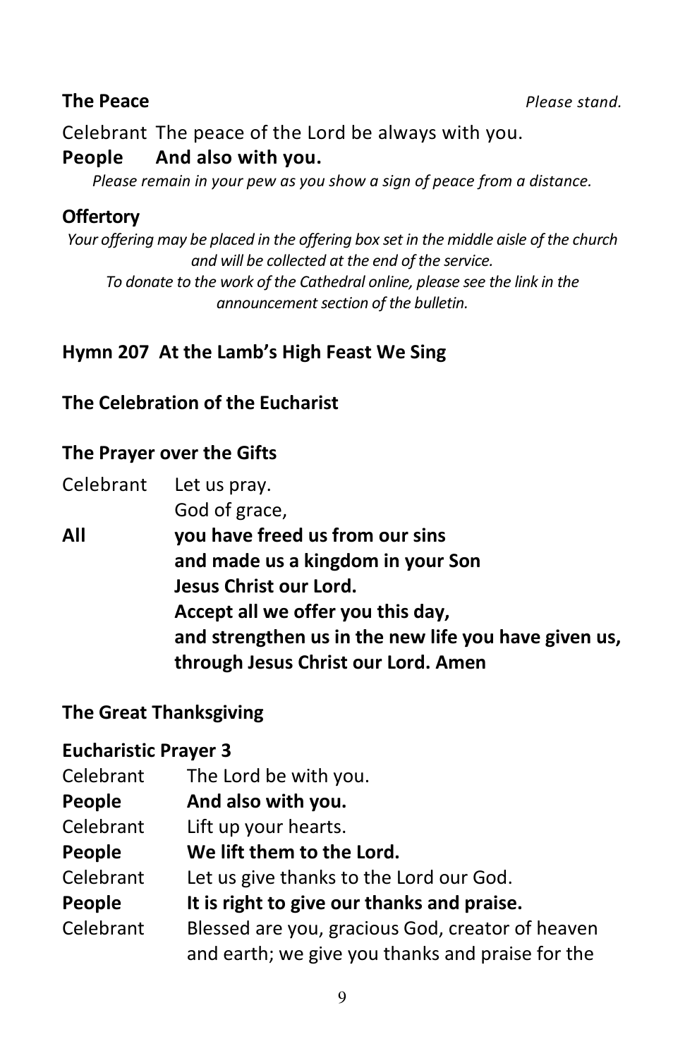**The Peace** *Please stand.*

Celebrant The peace of the Lord be always with you.
**People And also with you.**

*Please remain in your pew as you show a sign of peace from a distance.*

**Offertory**

*Your offering may be placed in the offering box set in the middle aisle of the church and will be collected at the end of the service.*
*To donate to the work of the Cathedral online, please see the link in the announcement section of the bulletin.*

**Hymn 207 At the Lamb's High Feast We Sing**

**The Celebration of the Eucharist**

**The Prayer over the Gifts**

Celebrant Let us pray.
God of grace,

**All you have freed us from our sins**
**and made us a kingdom in your Son**
**Jesus Christ our Lord.**
**Accept all we offer you this day,**
**and strengthen us in the new life you have given us,**
**through Jesus Christ our Lord. Amen**

**The Great Thanksgiving**

**Eucharistic Prayer 3**

Celebrant The Lord be with you.
**People And also with you.**
Celebrant Lift up your hearts.
**People We lift them to the Lord.**
Celebrant Let us give thanks to the Lord our God.
**People It is right to give our thanks and praise.**
Celebrant Blessed are you, gracious God, creator of heaven and earth; we give you thanks and praise for the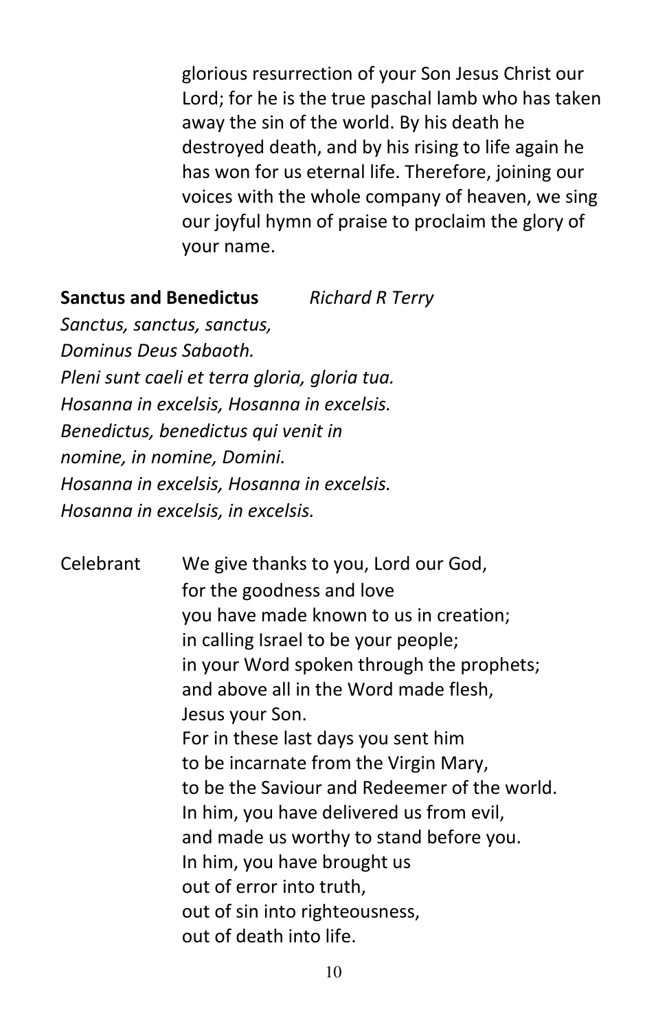glorious resurrection of your Son Jesus Christ our Lord; for he is the true paschal lamb who has taken away the sin of the world. By his death he destroyed death, and by his rising to life again he has won for us eternal life. Therefore, joining our voices with the whole company of heaven, we sing our joyful hymn of praise to proclaim the glory of your name.

**Sanctus and Benedictus** *Richard R Terry*

*Sanctus, sanctus, sanctus,*
*Dominus Deus Sabaoth.*
*Pleni sunt caeli et terra gloria, gloria tua.*
*Hosanna in excelsis, Hosanna in excelsis.*
*Benedictus, benedictus qui venit in*
*nomine, in nomine, Domini.*
*Hosanna in excelsis, Hosanna in excelsis.*
*Hosanna in excelsis, in excelsis.*

Celebrant We give thanks to you, Lord our God,
for the goodness and love
you have made known to us in creation;
in calling Israel to be your people;
in your Word spoken through the prophets;
and above all in the Word made flesh,
Jesus your Son.
For in these last days you sent him
to be incarnate from the Virgin Mary,
to be the Saviour and Redeemer of the world.
In him, you have delivered us from evil,
and made us worthy to stand before you.
In him, you have brought us
out of error into truth,
out of sin into righteousness,
out of death into life.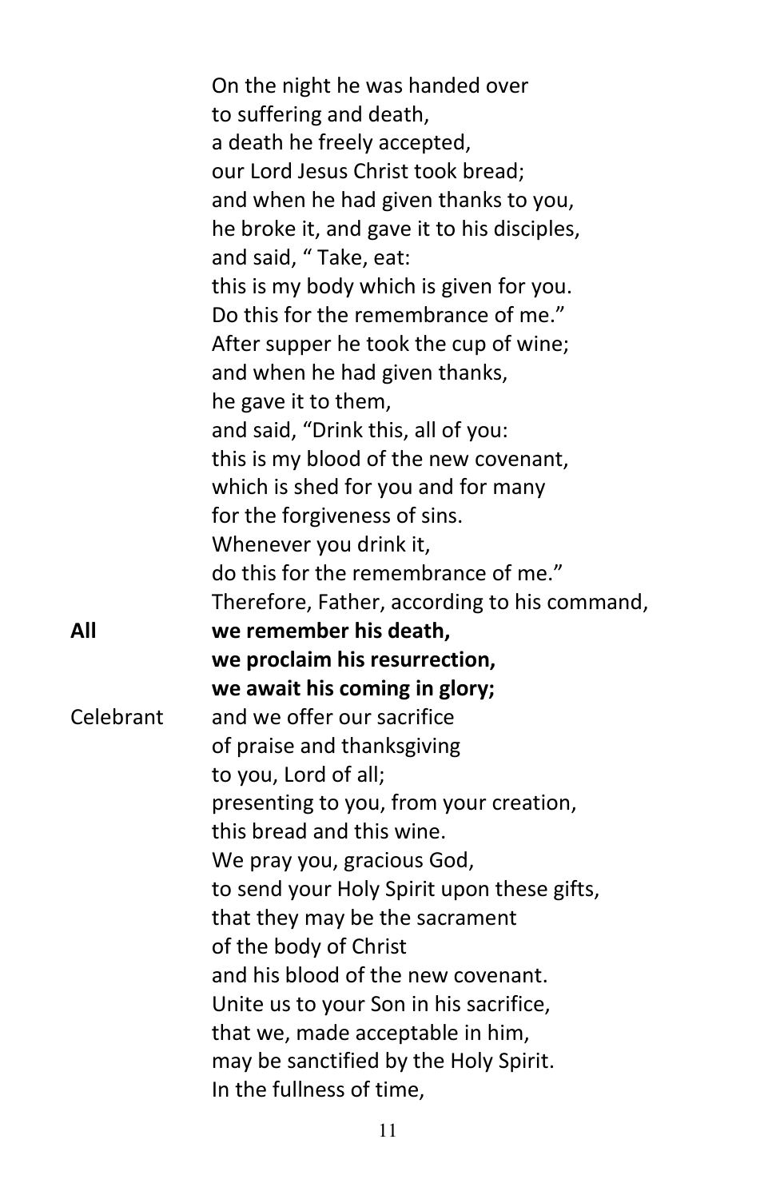On the night he was handed over
to suffering and death,
a death he freely accepted,
our Lord Jesus Christ took bread;
and when he had given thanks to you,
he broke it, and gave it to his disciples,
and said, " Take, eat:
this is my body which is given for you.
Do this for the remembrance of me."
After supper he took the cup of wine;
and when he had given thanks,
he gave it to them,
and said, "Drink this, all of you:
this is my blood of the new covenant,
which is shed for you and for many
for the forgiveness of sins.
Whenever you drink it,
do this for the remembrance of me."
Therefore, Father, according to his command,

**All** **we remember his death,**
**we proclaim his resurrection,**
**we await his coming in glory;**

Celebrant and we offer our sacrifice
of praise and thanksgiving
to you, Lord of all;
presenting to you, from your creation,
this bread and this wine.
We pray you, gracious God,
to send your Holy Spirit upon these gifts,
that they may be the sacrament
of the body of Christ
and his blood of the new covenant.
Unite us to your Son in his sacrifice,
that we, made acceptable in him,
may be sanctified by the Holy Spirit.
In the fullness of time,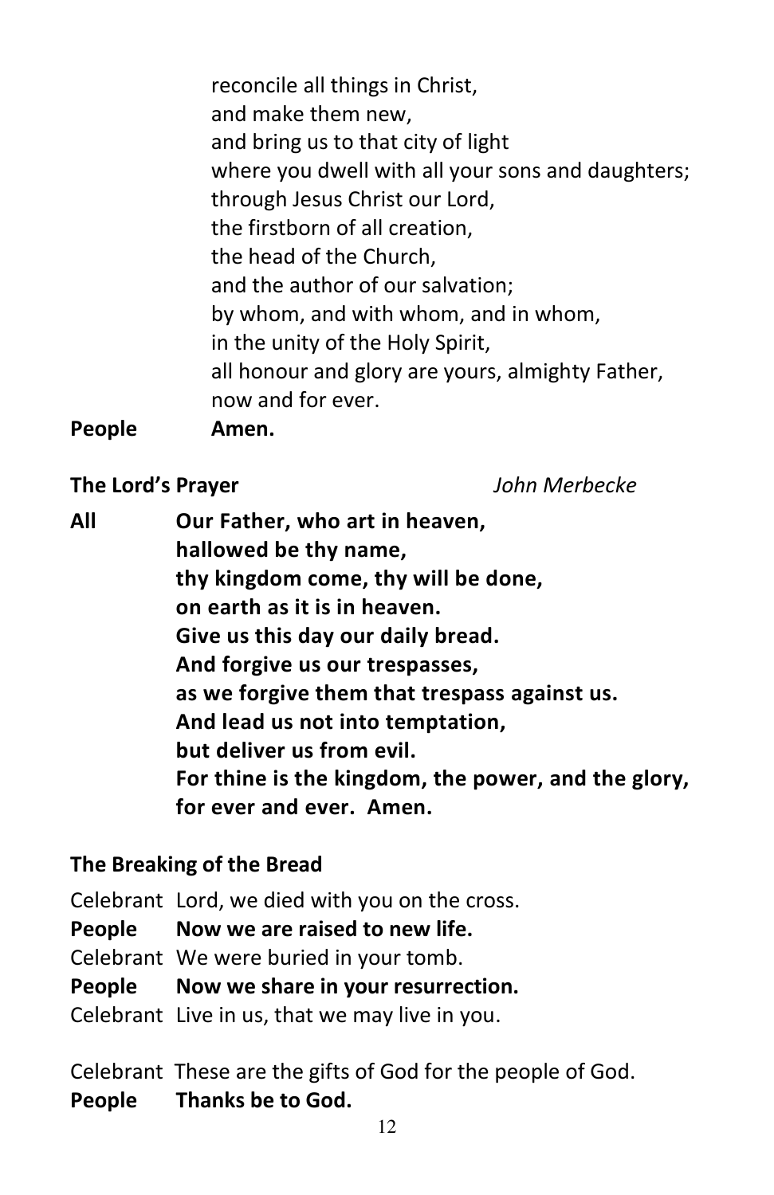reconcile all things in Christ,  
and make them new,  
and bring us to that city of light  
where you dwell with all your sons and daughters;  
through Jesus Christ our Lord,  
the firstborn of all creation,  
the head of the Church,  
and the author of our salvation;  
by whom, and with whom, and in whom,  
in the unity of the Holy Spirit,  
all honour and glory are yours, almighty Father,  
now and for ever.

**People** **Amen.**

**The Lord's Prayer** *John Merbecke*

**All** **Our Father, who art in heaven,**  
**hallowed be thy name,**  
**thy kingdom come, thy will be done,**  
**on earth as it is in heaven.**  
**Give us this day our daily bread.**  
**And forgive us our trespasses,**  
**as we forgive them that trespass against us.**  
**And lead us not into temptation,**  
**but deliver us from evil.**  
**For thine is the kingdom, the power, and the glory,**  
**for ever and ever. Amen.**

**The Breaking of the Bread**

Celebrant Lord, we died with you on the cross.  
**People** **Now we are raised to new life.**  
Celebrant We were buried in your tomb.  
**People** **Now we share in your resurrection.**  
Celebrant Live in us, that we may live in you.

Celebrant These are the gifts of God for the people of God.  
**People** **Thanks be to God.**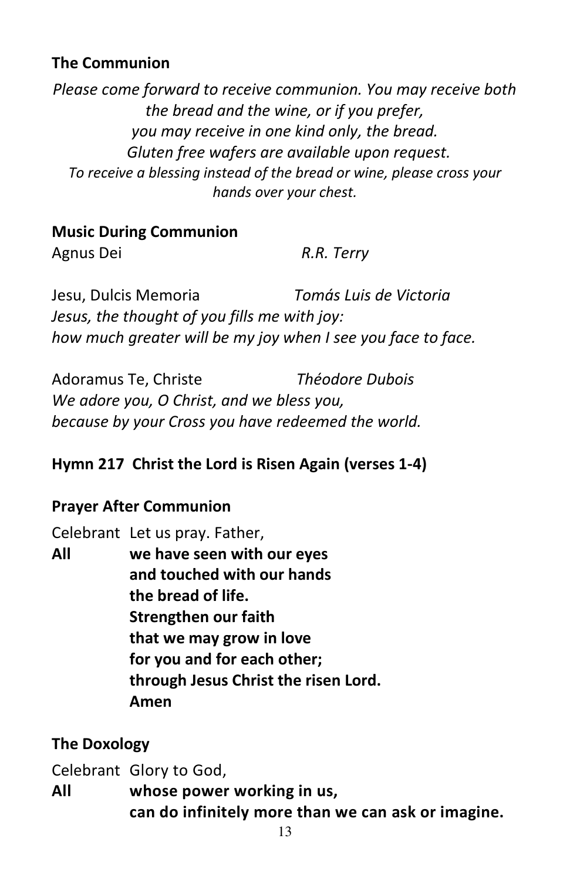### The Communion

*Please come forward to receive communion. You may receive both the bread and the wine, or if you prefer, you may receive in one kind only, the bread. Gluten free wafers are available upon request.*
*To receive a blessing instead of the bread or wine, please cross your hands over your chest.*

### Music During Communion

Agnus Dei *R.R. Terry*

Jesu, Dulcis Memoria *Tomás Luis de Victoria*
*Jesus, the thought of you fills me with joy:*
*how much greater will be my joy when I see you face to face.*

Adoramus Te, Christe *Théodore Dubois*
*We adore you, O Christ, and we bless you,*
*because by your Cross you have redeemed the world.*

### Hymn 217 Christ the Lord is Risen Again (verses 1-4)

### Prayer After Communion

Celebrant Let us pray. Father,
**All we have seen with our eyes**
**and touched with our hands**
**the bread of life.**
**Strengthen our faith**
**that we may grow in love**
**for you and for each other;**
**through Jesus Christ the risen Lord.**
**Amen**

### The Doxology

Celebrant Glory to God,
**All whose power working in us,**
**can do infinitely more than we can ask or imagine.**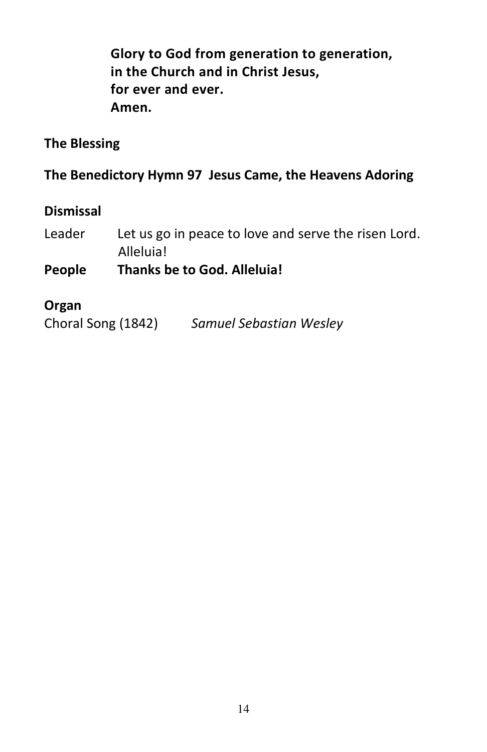**Glory to God from generation to generation,**
**in the Church and in Christ Jesus,**
**for ever and ever.**
**Amen.**

**The Blessing**

**The Benedictory Hymn 97 Jesus Came, the Heavens Adoring**

**Dismissal**

Leader Let us go in peace to love and serve the risen Lord. Alleluia!

**People Thanks be to God. Alleluia!**

**Organ**

Choral Song (1842) *Samuel Sebastian Wesley*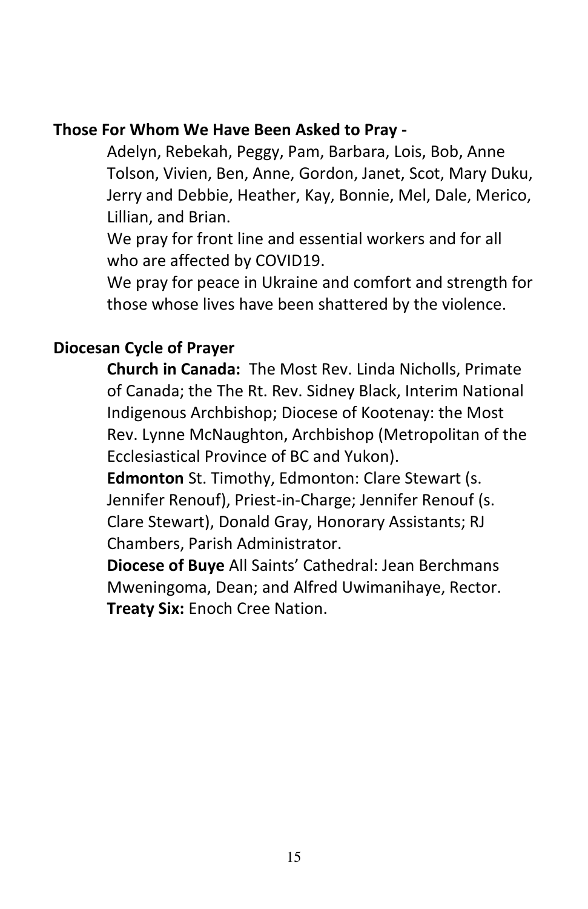**Those For Whom We Have Been Asked to Pray -**

Adelyn, Rebekah, Peggy, Pam, Barbara, Lois, Bob, Anne Tolson, Vivien, Ben, Anne, Gordon, Janet, Scot, Mary Duku, Jerry and Debbie, Heather, Kay, Bonnie, Mel, Dale, Merico, Lillian, and Brian.

We pray for front line and essential workers and for all who are affected by COVID19.

We pray for peace in Ukraine and comfort and strength for those whose lives have been shattered by the violence.

**Diocesan Cycle of Prayer**

**Church in Canada:** The Most Rev. Linda Nicholls, Primate of Canada; the The Rt. Rev. Sidney Black, Interim National Indigenous Archbishop; Diocese of Kootenay: the Most Rev. Lynne McNaughton, Archbishop (Metropolitan of the Ecclesiastical Province of BC and Yukon).

**Edmonton** St. Timothy, Edmonton: Clare Stewart (s. Jennifer Renouf), Priest-in-Charge; Jennifer Renouf (s. Clare Stewart), Donald Gray, Honorary Assistants; RJ Chambers, Parish Administrator.

**Diocese of Buye** All Saints' Cathedral: Jean Berchmans Mweningoma, Dean; and Alfred Uwimanihaye, Rector.

**Treaty Six:** Enoch Cree Nation.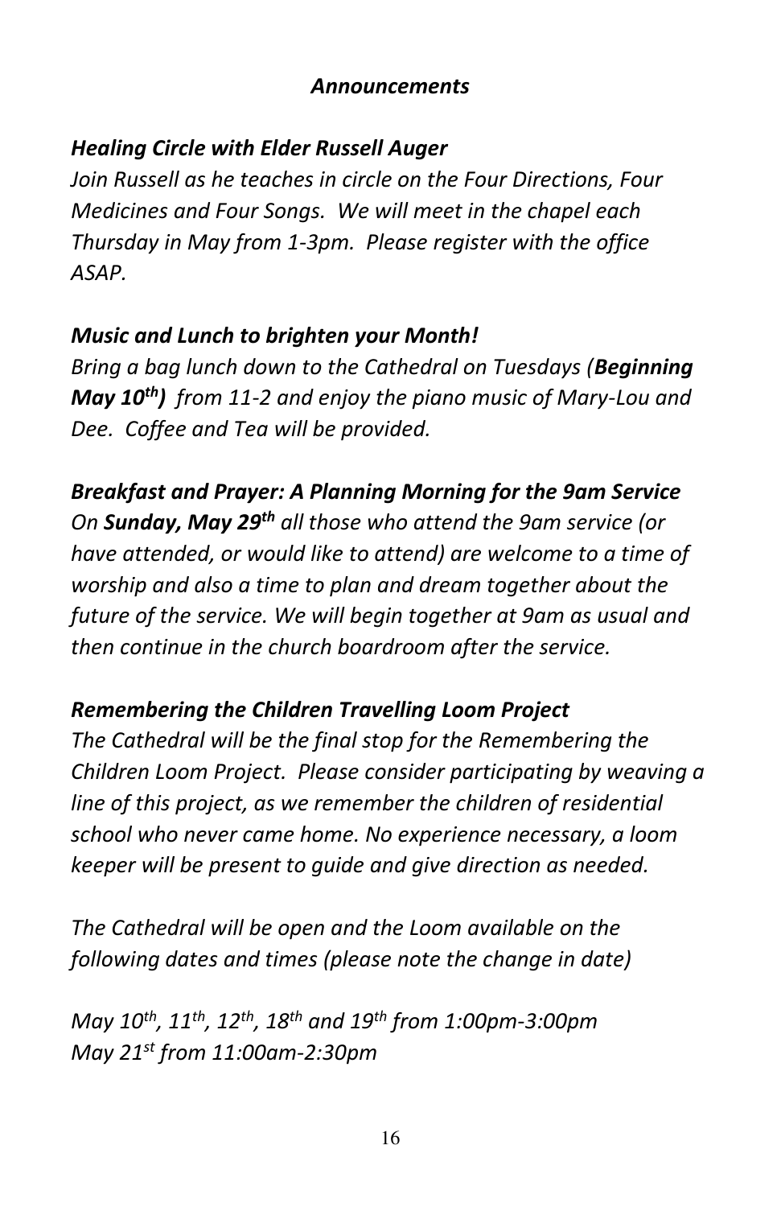## *Announcements*

### *Healing Circle with Elder Russell Auger*

*Join Russell as he teaches in circle on the Four Directions, Four Medicines and Four Songs. We will meet in the chapel each Thursday in May from 1-3pm. Please register with the office ASAP.*

### *Music and Lunch to brighten your Month!*

*Bring a bag lunch down to the Cathedral on Tuesdays (**Beginning May 10th)** from 11-2 and enjoy the piano music of Mary-Lou and Dee. Coffee and Tea will be provided.*

### *Breakfast and Prayer: A Planning Morning for the 9am Service*

*On **Sunday, May 29th** all those who attend the 9am service (or have attended, or would like to attend) are welcome to a time of worship and also a time to plan and dream together about the future of the service. We will begin together at 9am as usual and then continue in the church boardroom after the service.*

### *Remembering the Children Travelling Loom Project*

*The Cathedral will be the final stop for the Remembering the Children Loom Project. Please consider participating by weaving a line of this project, as we remember the children of residential school who never came home. No experience necessary, a loom keeper will be present to guide and give direction as needed.*

*The Cathedral will be open and the Loom available on the following dates and times (please note the change in date)*

*May 10th, 11th, 12th, 18th and 19th from 1:00pm-3:00pm*
*May 21st from 11:00am-2:30pm*